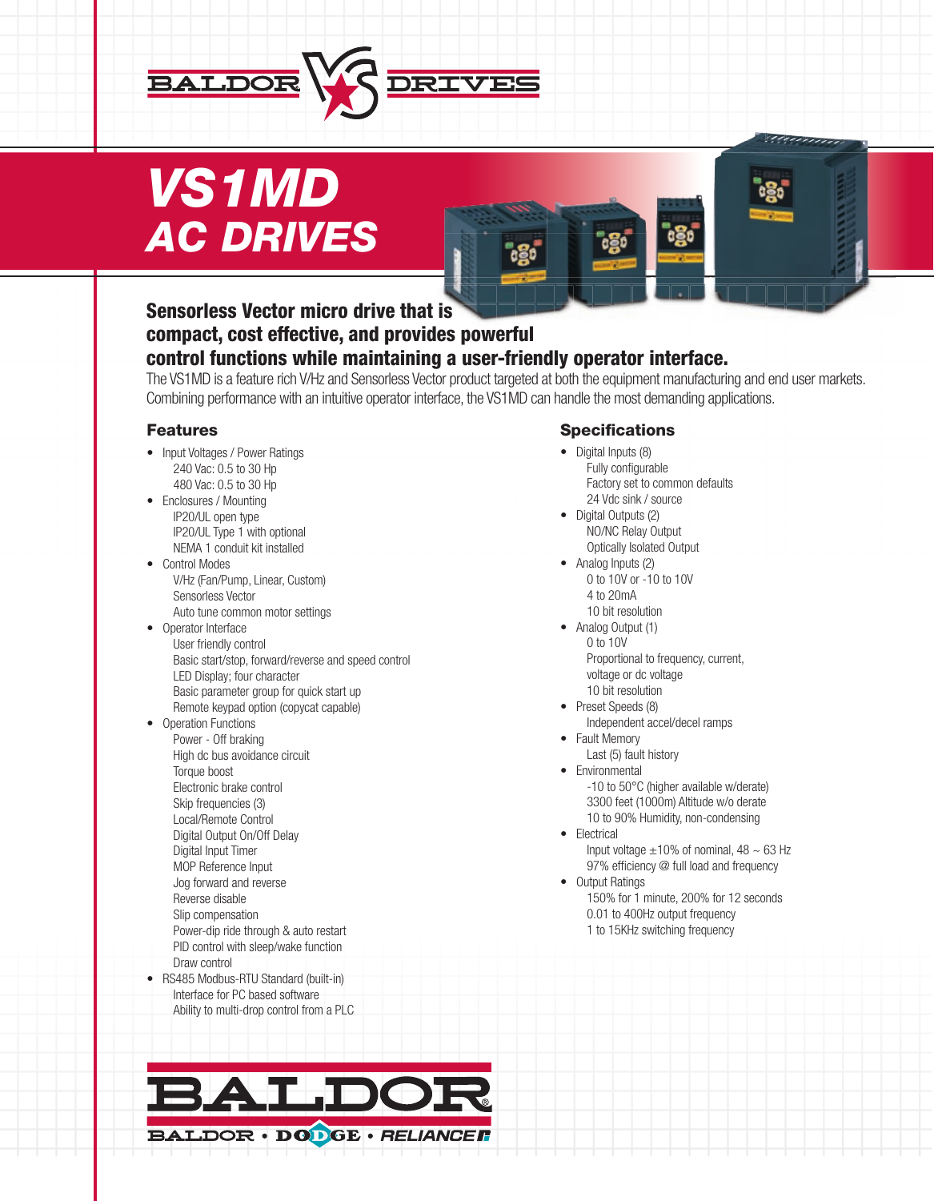BALDOR DRIVES

# VS1MD
# AC DRIVES

## Sensorless Vector micro drive that is compact, cost effective, and provides powerful control functions while maintaining a user-friendly operator interface.

The VS1MD is a feature rich V/Hz and Sensorless Vector product targeted at both the equipment manufacturing and end user markets. Combining performance with an intuitive operator interface, the VS1MD can handle the most demanding applications.

### Features

- Input Voltages / Power Ratings
  - 240 Vac: 0.5 to 30 Hp
  - 480 Vac: 0.5 to 30 Hp
- Enclosures / Mounting
  - IP20/UL open type
  - IP20/UL Type 1 with optional NEMA 1 conduit kit installed
- Control Modes
  - V/Hz (Fan/Pump, Linear, Custom)
  - Sensorless Vector
  - Auto tune common motor settings
- Operator Interface
  - User friendly control
  - Basic start/stop, forward/reverse and speed control
  - LED Display; four character
  - Basic parameter group for quick start up
  - Remote keypad option (copycat capable)
- Operation Functions
  - Power - Off braking
  - High dc bus avoidance circuit
  - Torque boost
  - Electronic brake control
  - Skip frequencies (3)
  - Local/Remote Control
  - Digital Output On/Off Delay
  - Digital Input Timer
  - MOP Reference Input
  - Jog forward and reverse
  - Reverse disable
  - Slip compensation
  - Power-dip ride through & auto restart
  - PID control with sleep/wake function
  - Draw control
- RS485 Modbus-RTU Standard (built-in)
  - Interface for PC based software
  - Ability to multi-drop control from a PLC

### Specifications

- Digital Inputs (8)
  - Fully configurable
  - Factory set to common defaults
  - 24 Vdc sink / source
- Digital Outputs (2)
  - NO/NC Relay Output
  - Optically Isolated Output
- Analog Inputs (2)
  - 0 to 10V or -10 to 10V
  - 4 to 20mA
  - 10 bit resolution
- Analog Output (1)
  - 0 to 10V
  - Proportional to frequency, current, voltage or dc voltage
  - 10 bit resolution
- Preset Speeds (8)
  - Independent accel/decel ramps
- Fault Memory
  - Last (5) fault history
- Environmental
  - -10 to 50°C (higher available w/derate)
  - 3300 feet (1000m) Altitude w/o derate
  - 10 to 90% Humidity, non-condensing
- Electrical
  - Input voltage ±10% of nominal, 48 ~ 63 Hz
  - 97% efficiency @ full load and frequency
- Output Ratings
  - 150% for 1 minute, 200% for 12 seconds
  - 0.01 to 400Hz output frequency
  - 1 to 15KHz switching frequency

BALDOR

BALDOR • DODGE • RELIANCE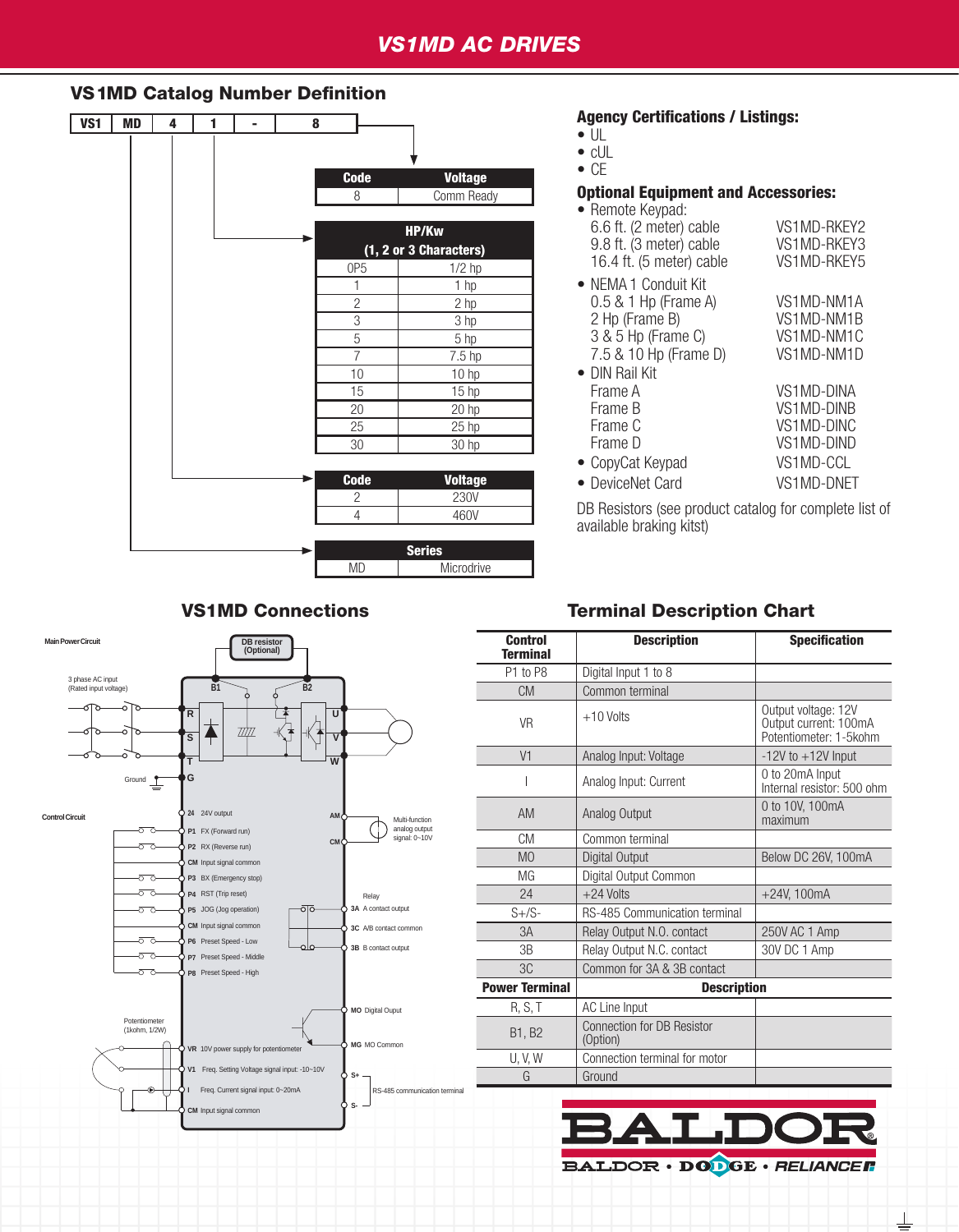# VS1MD AC DRIVES

## VS1MD Catalog Number Definition

| VS1 | MD | 4 | 1 | - | 8 |
|---|---|---|---|---|---|

| Code | Voltage |
|---|---|
| 8 | Comm Ready |

| HP/Kw (1, 2 or 3 Characters) | |
|---|---|
| 0P5 | 1/2 hp |
| 1 | 1 hp |
| 2 | 2 hp |
| 3 | 3 hp |
| 5 | 5 hp |
| 7 | 7.5 hp |
| 10 | 10 hp |
| 15 | 15 hp |
| 20 | 20 hp |
| 25 | 25 hp |
| 30 | 30 hp |

| Code | Voltage |
|---|---|
| 2 | 230V |
| 4 | 460V |

| Series | |
|---|---|
| MD | Microdrive |

### Agency Certifications / Listings:

- UL
- cUL
- CE

### Optional Equipment and Accessories:

- Remote Keypad:
  - 6.6 ft. (2 meter) cable — VS1MD-RKEY2
  - 9.8 ft. (3 meter) cable — VS1MD-RKEY3
  - 16.4 ft. (5 meter) cable — VS1MD-RKEY5
- NEMA 1 Conduit Kit
  - 0.5 & 1 Hp (Frame A) — VS1MD-NM1A
  - 2 Hp (Frame B) — VS1MD-NM1B
  - 3 & 5 Hp (Frame C) — VS1MD-NM1C
  - 7.5 & 10 Hp (Frame D) — VS1MD-NM1D
- DIN Rail Kit
  - Frame A — VS1MD-DINA
  - Frame B — VS1MD-DINB
  - Frame C — VS1MD-DINC
  - Frame D — VS1MD-DIND
- CopyCat Keypad — VS1MD-CCL
- DeviceNet Card — VS1MD-DNET

DB Resistors (see product catalog for complete list of available braking kitst)

## VS1MD Connections

Main Power Circuit

DB resistor (Optional)

3 phase AC input (Rated input voltage)

B1 B2

R S T G U V W

Ground

Control Circuit

- 24 24V output
- P1 FX (Forward run)
- P2 RX (Reverse run)
- CM Input signal common
- P3 BX (Emergency stop)
- P4 RST (Trip reset)
- P5 JOG (Jog operation)
- CM Input signal common
- P6 Preset Speed - Low
- P7 Preset Speed - Middle
- P8 Preset Speed - High

AM, CM — Multi-function analog output signal: 0~10V

Relay
- 3A A contact output
- 3C A/B contact common
- 3B B contact output

- MO Digital Ouput
- MG MO Common

Potentiometer (1kohm, 1/2W)

- VR 10V power supply for potentiometer
- V1 Freq. Setting Voltage signal input: -10~10V
- I Freq. Current signal input: 0~20mA
- CM Input signal common

S+, S- — RS-485 communication terminal

## Terminal Description Chart

| Control Terminal | Description | Specification |
|---|---|---|
| P1 to P8 | Digital Input 1 to 8 | |
| CM | Common terminal | |
| VR | +10 Volts | Output voltage: 12V<br>Output current: 100mA<br>Potentiometer: 1-5kohm |
| V1 | Analog Input: Voltage | -12V to +12V Input |
| I | Analog Input: Current | 0 to 20mA Input<br>Internal resistor: 500 ohm |
| AM | Analog Output | 0 to 10V, 100mA maximum |
| CM | Common terminal | |
| MO | Digital Output | Below DC 26V, 100mA |
| MG | Digital Output Common | |
| 24 | +24 Volts | +24V, 100mA |
| S+/S- | RS-485 Communication terminal | |
| 3A | Relay Output N.O. contact | 250V AC 1 Amp |
| 3B | Relay Output N.C. contact | 30V DC 1 Amp |
| 3C | Common for 3A & 3B contact | |
| **Power Terminal** | **Description** | |
| R, S, T | AC Line Input | |
| B1, B2 | Connection for DB Resistor (Option) | |
| U, V, W | Connection terminal for motor | |
| G | Ground | |

BALDOR®

BALDOR • DODGE • RELIANCE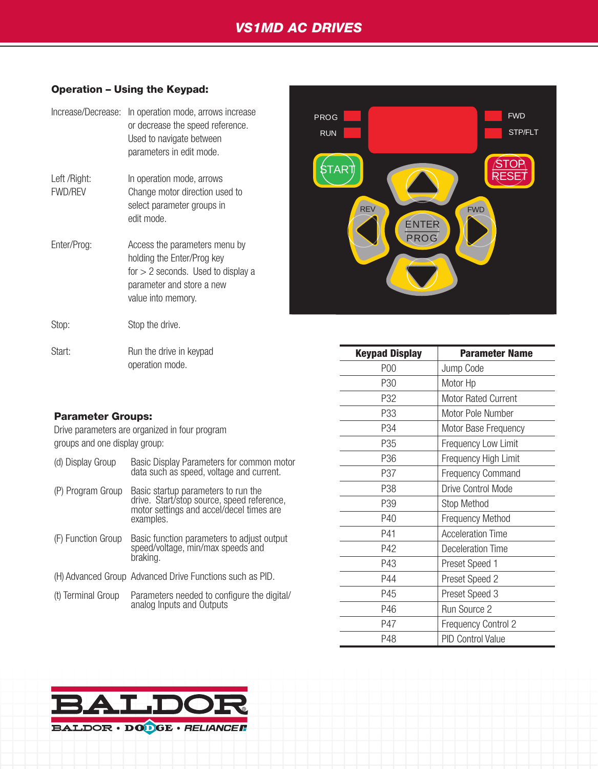## Operation – Using the Keypad:

| | |
|---|---|
| Increase/Decrease: | In operation mode, arrows increase or decrease the speed reference. Used to navigate between parameters in edit mode. |
| Left /Right: FWD/REV | In operation mode, arrows Change motor direction used to select parameter groups in edit mode. |
| Enter/Prog: | Access the parameters menu by holding the Enter/Prog key for > 2 seconds. Used to display a parameter and store a new value into memory. |
| Stop: | Stop the drive. |
| Start: | Run the drive in keypad operation mode. |

PROG RUN FWD STP/FLT START STOP RESET REV ENTER PROG FWD

## Parameter Groups:

Drive parameters are organized in four program groups and one display group:

| | |
|---|---|
| (d) Display Group | Basic Display Parameters for common motor data such as speed, voltage and current. |
| (P) Program Group | Basic startup parameters to run the drive. Start/stop source, speed reference, motor settings and accel/decel times are examples. |
| (F) Function Group | Basic function parameters to adjust output speed/voltage, min/max speeds and braking. |
| (H) Advanced Group | Advanced Drive Functions such as PID. |
| (t) Terminal Group | Parameters needed to configure the digital/ analog Inputs and Outputs |

| Keypad Display | Parameter Name |
|---|---|
| P00 | Jump Code |
| P30 | Motor Hp |
| P32 | Motor Rated Current |
| P33 | Motor Pole Number |
| P34 | Motor Base Frequency |
| P35 | Frequency Low Limit |
| P36 | Frequency High Limit |
| P37 | Frequency Command |
| P38 | Drive Control Mode |
| P39 | Stop Method |
| P40 | Frequency Method |
| P41 | Acceleration Time |
| P42 | Deceleration Time |
| P43 | Preset Speed 1 |
| P44 | Preset Speed 2 |
| P45 | Preset Speed 3 |
| P46 | Run Source 2 |
| P47 | Frequency Control 2 |
| P48 | PID Control Value |

BALDOR
BALDOR • DODGE • RELIANCE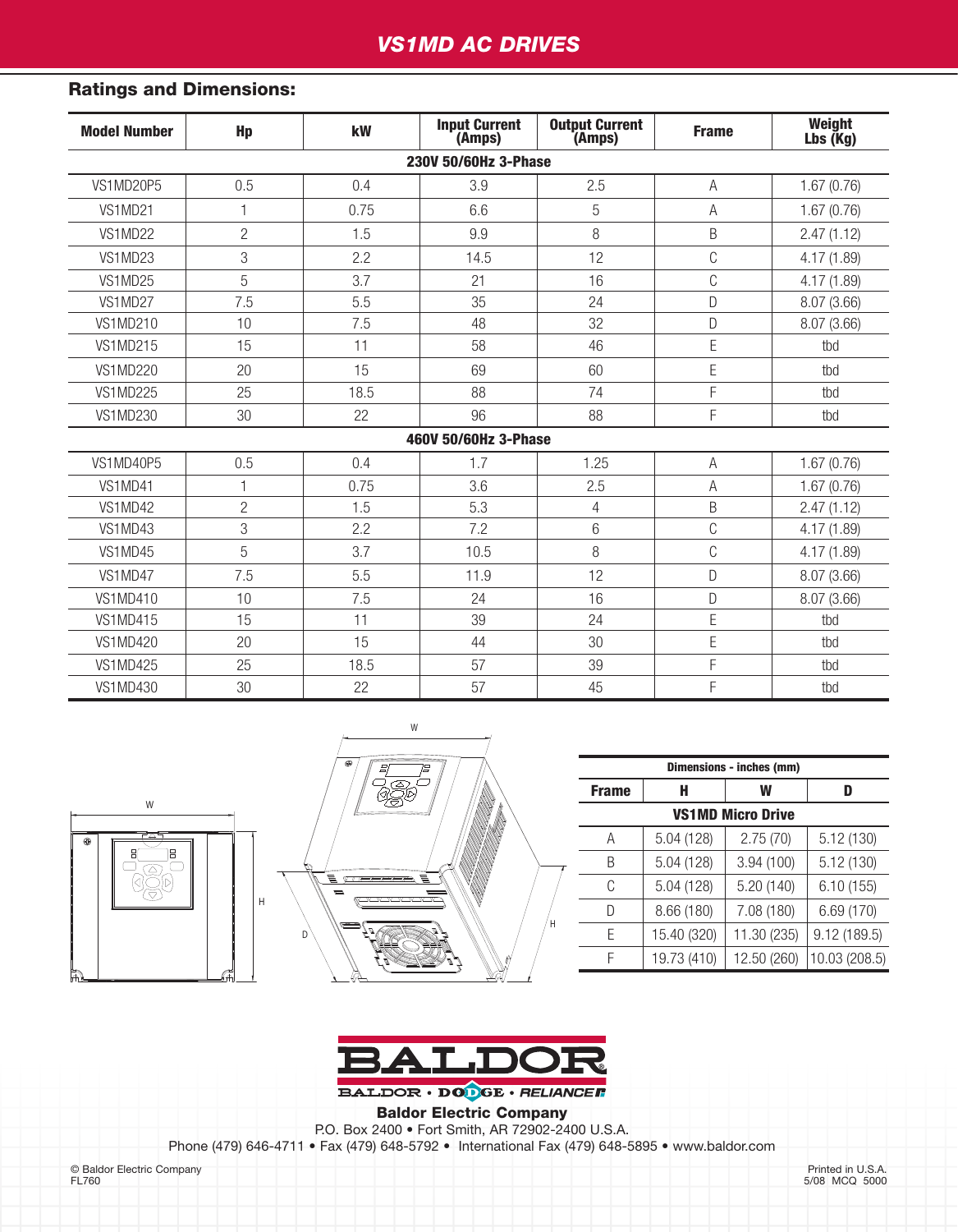# VS1MD AC DRIVES

## Ratings and Dimensions:

| Model Number | Hp | kW | Input Current (Amps) | Output Current (Amps) | Frame | Weight Lbs (Kg) |
|---|---|---|---|---|---|---|
| **230V 50/60Hz 3-Phase** | | | | | | |
| VS1MD20P5 | 0.5 | 0.4 | 3.9 | 2.5 | A | 1.67 (0.76) |
| VS1MD21 | 1 | 0.75 | 6.6 | 5 | A | 1.67 (0.76) |
| VS1MD22 | 2 | 1.5 | 9.9 | 8 | B | 2.47 (1.12) |
| VS1MD23 | 3 | 2.2 | 14.5 | 12 | C | 4.17 (1.89) |
| VS1MD25 | 5 | 3.7 | 21 | 16 | C | 4.17 (1.89) |
| VS1MD27 | 7.5 | 5.5 | 35 | 24 | D | 8.07 (3.66) |
| VS1MD210 | 10 | 7.5 | 48 | 32 | D | 8.07 (3.66) |
| VS1MD215 | 15 | 11 | 58 | 46 | E | tbd |
| VS1MD220 | 20 | 15 | 69 | 60 | E | tbd |
| VS1MD225 | 25 | 18.5 | 88 | 74 | F | tbd |
| VS1MD230 | 30 | 22 | 96 | 88 | F | tbd |
| **460V 50/60Hz 3-Phase** | | | | | | |
| VS1MD40P5 | 0.5 | 0.4 | 1.7 | 1.25 | A | 1.67 (0.76) |
| VS1MD41 | 1 | 0.75 | 3.6 | 2.5 | A | 1.67 (0.76) |
| VS1MD42 | 2 | 1.5 | 5.3 | 4 | B | 2.47 (1.12) |
| VS1MD43 | 3 | 2.2 | 7.2 | 6 | C | 4.17 (1.89) |
| VS1MD45 | 5 | 3.7 | 10.5 | 8 | C | 4.17 (1.89) |
| VS1MD47 | 7.5 | 5.5 | 11.9 | 12 | D | 8.07 (3.66) |
| VS1MD410 | 10 | 7.5 | 24 | 16 | D | 8.07 (3.66) |
| VS1MD415 | 15 | 11 | 39 | 24 | E | tbd |
| VS1MD420 | 20 | 15 | 44 | 30 | E | tbd |
| VS1MD425 | 25 | 18.5 | 57 | 39 | F | tbd |
| VS1MD430 | 30 | 22 | 57 | 45 | F | tbd |

W

H

D

| Dimensions - inches (mm) | | | |
|---|---|---|---|
| **Frame** | **H** | **W** | **D** |
| **VS1MD Micro Drive** | | | |
| A | 5.04 (128) | 2.75 (70) | 5.12 (130) |
| B | 5.04 (128) | 3.94 (100) | 5.12 (130) |
| C | 5.04 (128) | 5.20 (140) | 6.10 (155) |
| D | 8.66 (180) | 7.08 (180) | 6.69 (170) |
| E | 15.40 (320) | 11.30 (235) | 9.12 (189.5) |
| F | 19.73 (410) | 12.50 (260) | 10.03 (208.5) |

BALDOR

BALDOR • DODGE • RELIANCE

**Baldor Electric Company**

P.O. Box 2400 • Fort Smith, AR 72902-2400 U.S.A.

Phone (479) 646-4711 • Fax (479) 648-5792 • International Fax (479) 648-5895 • www.baldor.com

© Baldor Electric Company
FL760

Printed in U.S.A.
5/08 MCQ 5000